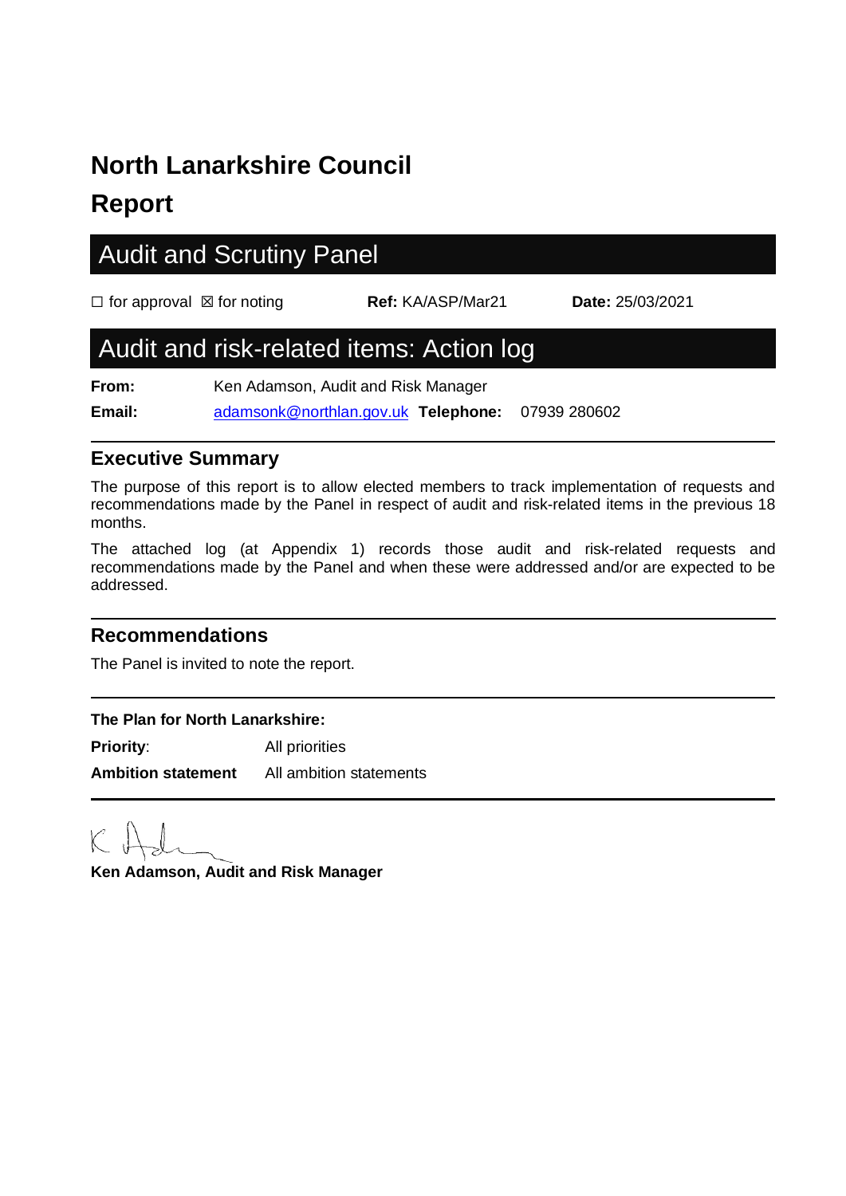# North Lanarkshire Council

# Report

## Audit and Scrutiny Panel

☐ for approval ☒ for noting **Ref:** KA/ASP/Mar21 **Date:** 25/03/2021

## Audit and risk-related items: Action log

**From:** Ken Adamson, Audit and Risk Manager

**Email:** adamsonk@northlan.gov.uk **Telephone:** 07939 280602

### Executive Summary

The purpose of this report is to allow elected members to track implementation of requests and recommendations made by the Panel in respect of audit and risk-related items in the previous 18 months.

The attached log (at Appendix 1) records those audit and risk-related requests and recommendations made by the Panel and when these were addressed and/or are expected to be addressed.

### Recommendations

The Panel is invited to note the report.

**The Plan for North Lanarkshire:**

**Priority**: All priorities

**Ambition statement** All ambition statements

**Ken Adamson, Audit and Risk Manager**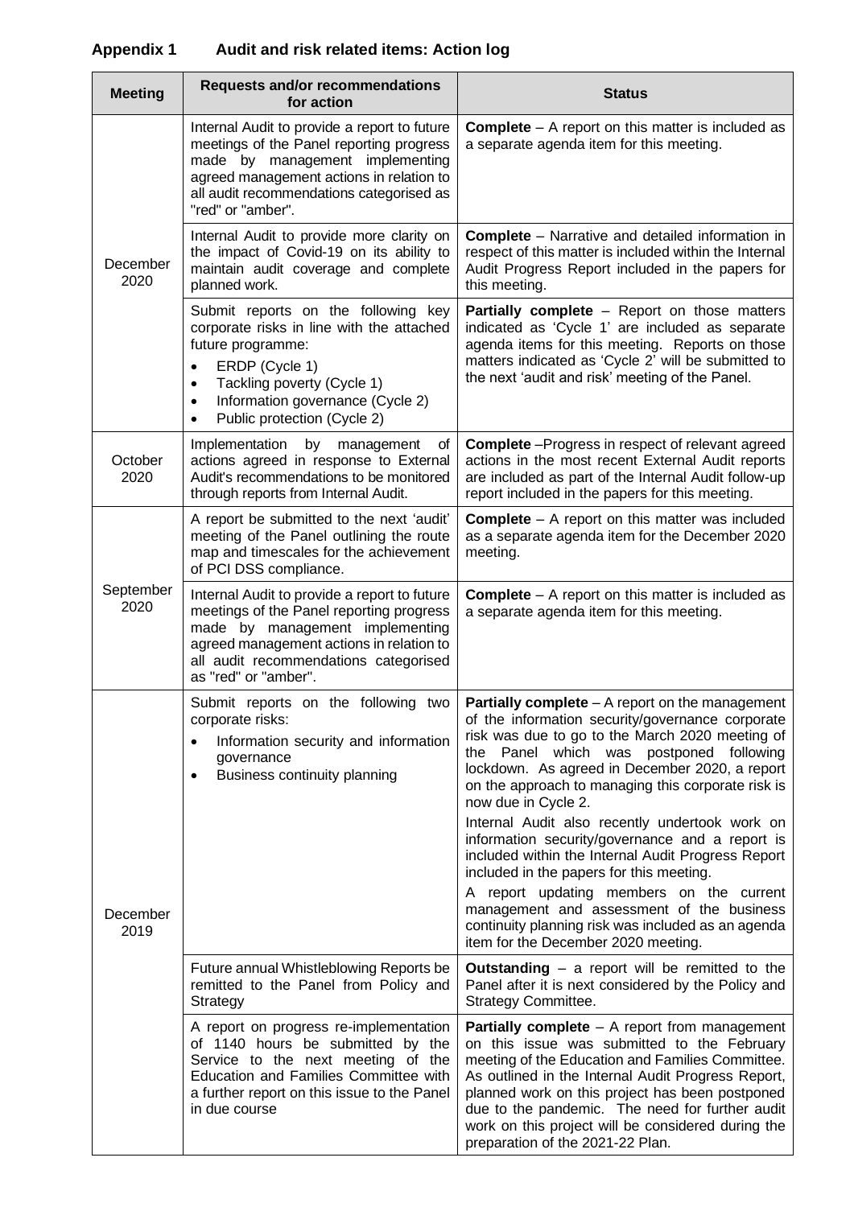## Appendix 1 Audit and risk related items: Action log

| Meeting | Requests and/or recommendations for action | Status |
|---|---|---|
| December 2020 | Internal Audit to provide a report to future meetings of the Panel reporting progress made by management implementing agreed management actions in relation to all audit recommendations categorised as "red" or "amber". | **Complete** – A report on this matter is included as a separate agenda item for this meeting. |
| | Internal Audit to provide more clarity on the impact of Covid-19 on its ability to maintain audit coverage and complete planned work. | **Complete** – Narrative and detailed information in respect of this matter is included within the Internal Audit Progress Report included in the papers for this meeting. |
| | Submit reports on the following key corporate risks in line with the attached future programme:<br>• ERDP (Cycle 1)<br>• Tackling poverty (Cycle 1)<br>• Information governance (Cycle 2)<br>• Public protection (Cycle 2) | **Partially complete** – Report on those matters indicated as 'Cycle 1' are included as separate agenda items for this meeting. Reports on those matters indicated as 'Cycle 2' will be submitted to the next 'audit and risk' meeting of the Panel. |
| October 2020 | Implementation by management of actions agreed in response to External Audit's recommendations to be monitored through reports from Internal Audit. | **Complete** –Progress in respect of relevant agreed actions in the most recent External Audit reports are included as part of the Internal Audit follow-up report included in the papers for this meeting. |
| September 2020 | A report be submitted to the next 'audit' meeting of the Panel outlining the route map and timescales for the achievement of PCI DSS compliance. | **Complete** – A report on this matter was included as a separate agenda item for the December 2020 meeting. |
| | Internal Audit to provide a report to future meetings of the Panel reporting progress made by management implementing agreed management actions in relation to all audit recommendations categorised as "red" or "amber". | **Complete** – A report on this matter is included as a separate agenda item for this meeting. |
| December 2019 | Submit reports on the following two corporate risks:<br>• Information security and information governance<br>• Business continuity planning | **Partially complete** – A report on the management of the information security/governance corporate risk was due to go to the March 2020 meeting of the Panel which was postponed following lockdown. As agreed in December 2020, a report on the approach to managing this corporate risk is now due in Cycle 2.<br><br>Internal Audit also recently undertook work on information security/governance and a report is included within the Internal Audit Progress Report included in the papers for this meeting.<br><br>A report updating members on the current management and assessment of the business continuity planning risk was included as an agenda item for the December 2020 meeting. |
| | Future annual Whistleblowing Reports be remitted to the Panel from Policy and Strategy | **Outstanding** – a report will be remitted to the Panel after it is next considered by the Policy and Strategy Committee. |
| | A report on progress re-implementation of 1140 hours be submitted by the Service to the next meeting of the Education and Families Committee with a further report on this issue to the Panel in due course | **Partially complete** – A report from management on this issue was submitted to the February meeting of the Education and Families Committee. As outlined in the Internal Audit Progress Report, planned work on this project has been postponed due to the pandemic. The need for further audit work on this project will be considered during the preparation of the 2021-22 Plan. |